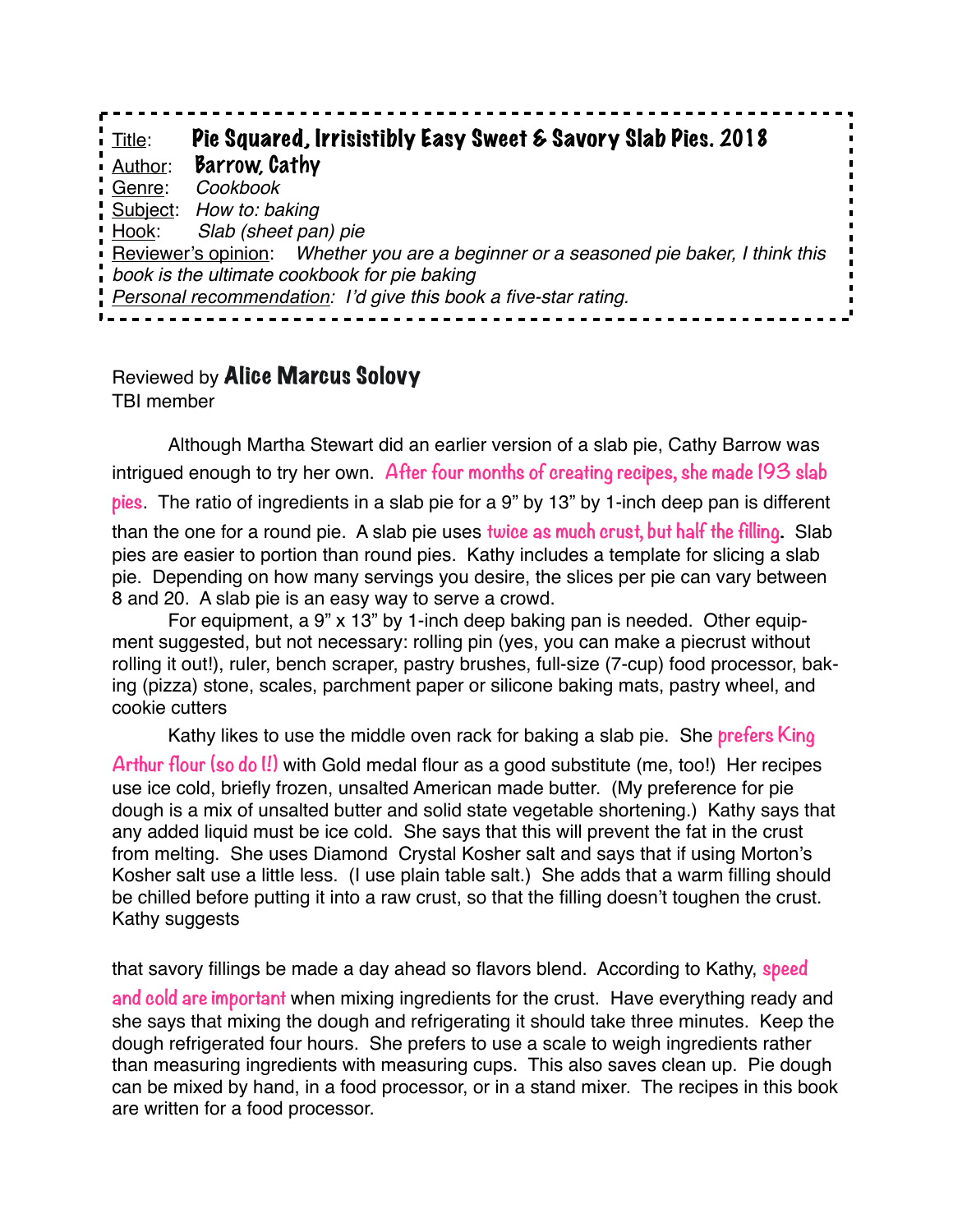Title: **Pie Squared, Irrisistibly Easy Sweet & Savory Slab Pies. 2018**
Author: **Barrow, Cathy**
Genre: *Cookbook*
Subject: *How to: baking*
Hook: *Slab (sheet pan) pie*
Reviewer's opinion: *Whether you are a beginner or a seasoned pie baker, I think this book is the ultimate cookbook for pie baking*
*Personal recommendation: I'd give this book a five-star rating.*

Reviewed by **Alice Marcus Solovy**
TBI member

Although Martha Stewart did an earlier version of a slab pie, Cathy Barrow was intrigued enough to try her own. **After four months of creating recipes, she made 193 slab pies**. The ratio of ingredients in a slab pie for a 9" by 13" by 1-inch deep pan is different than the one for a round pie. A slab pie uses **twice as much crust, but half the filling**. Slab pies are easier to portion than round pies. Kathy includes a template for slicing a slab pie. Depending on how many servings you desire, the slices per pie can vary between 8 and 20. A slab pie is an easy way to serve a crowd.

For equipment, a 9" x 13" by 1-inch deep baking pan is needed. Other equipment suggested, but not necessary: rolling pin (yes, you can make a piecrust without rolling it out!), ruler, bench scraper, pastry brushes, full-size (7-cup) food processor, baking (pizza) stone, scales, parchment paper or silicone baking mats, pastry wheel, and cookie cutters

Kathy likes to use the middle oven rack for baking a slab pie. She **prefers King Arthur flour (so do I!)** with Gold medal flour as a good substitute (me, too!) Her recipes use ice cold, briefly frozen, unsalted American made butter. (My preference for pie dough is a mix of unsalted butter and solid state vegetable shortening.) Kathy says that any added liquid must be ice cold. She says that this will prevent the fat in the crust from melting. She uses Diamond Crystal Kosher salt and says that if using Morton's Kosher salt use a little less. (I use plain table salt.) She adds that a warm filling should be chilled before putting it into a raw crust, so that the filling doesn't toughen the crust. Kathy suggests that savory fillings be made a day ahead so flavors blend. According to Kathy, **speed and cold are important** when mixing ingredients for the crust. Have everything ready and she says that mixing the dough and refrigerating it should take three minutes. Keep the dough refrigerated four hours. She prefers to use a scale to weigh ingredients rather than measuring ingredients with measuring cups. This also saves clean up. Pie dough can be mixed by hand, in a food processor, or in a stand mixer. The recipes in this book are written for a food processor.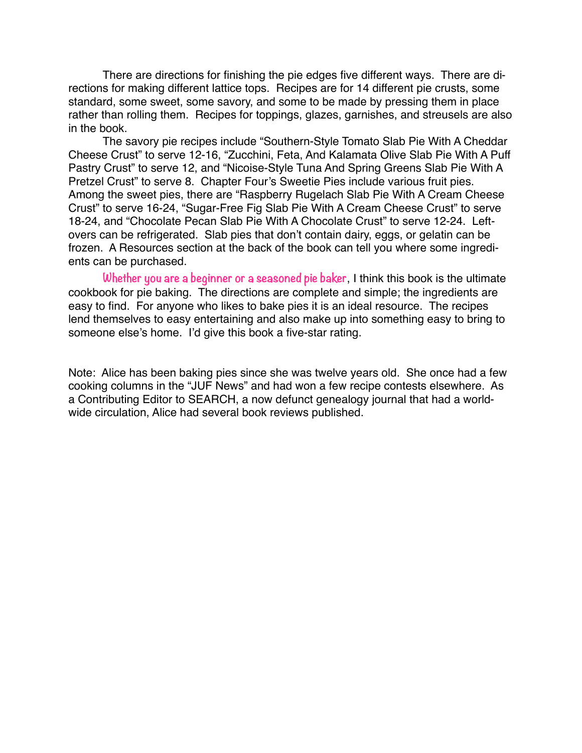There are directions for finishing the pie edges five different ways. There are directions for making different lattice tops. Recipes are for 14 different pie crusts, some standard, some sweet, some savory, and some to be made by pressing them in place rather than rolling them. Recipes for toppings, glazes, garnishes, and streusels are also in the book.

The savory pie recipes include "Southern-Style Tomato Slab Pie With A Cheddar Cheese Crust" to serve 12-16, "Zucchini, Feta, And Kalamata Olive Slab Pie With A Puff Pastry Crust" to serve 12, and "Nicoise-Style Tuna And Spring Greens Slab Pie With A Pretzel Crust" to serve 8. Chapter Four's Sweetie Pies include various fruit pies. Among the sweet pies, there are "Raspberry Rugelach Slab Pie With A Cream Cheese Crust" to serve 16-24, "Sugar-Free Fig Slab Pie With A Cream Cheese Crust" to serve 18-24, and "Chocolate Pecan Slab Pie With A Chocolate Crust" to serve 12-24. Leftovers can be refrigerated. Slab pies that don't contain dairy, eggs, or gelatin can be frozen. A Resources section at the back of the book can tell you where some ingredients can be purchased.

Whether you are a beginner or a seasoned pie baker, I think this book is the ultimate cookbook for pie baking. The directions are complete and simple; the ingredients are easy to find. For anyone who likes to bake pies it is an ideal resource. The recipes lend themselves to easy entertaining and also make up into something easy to bring to someone else's home. I'd give this book a five-star rating.

Note: Alice has been baking pies since she was twelve years old. She once had a few cooking columns in the "JUF News" and had won a few recipe contests elsewhere. As a Contributing Editor to SEARCH, a now defunct genealogy journal that had a worldwide circulation, Alice had several book reviews published.